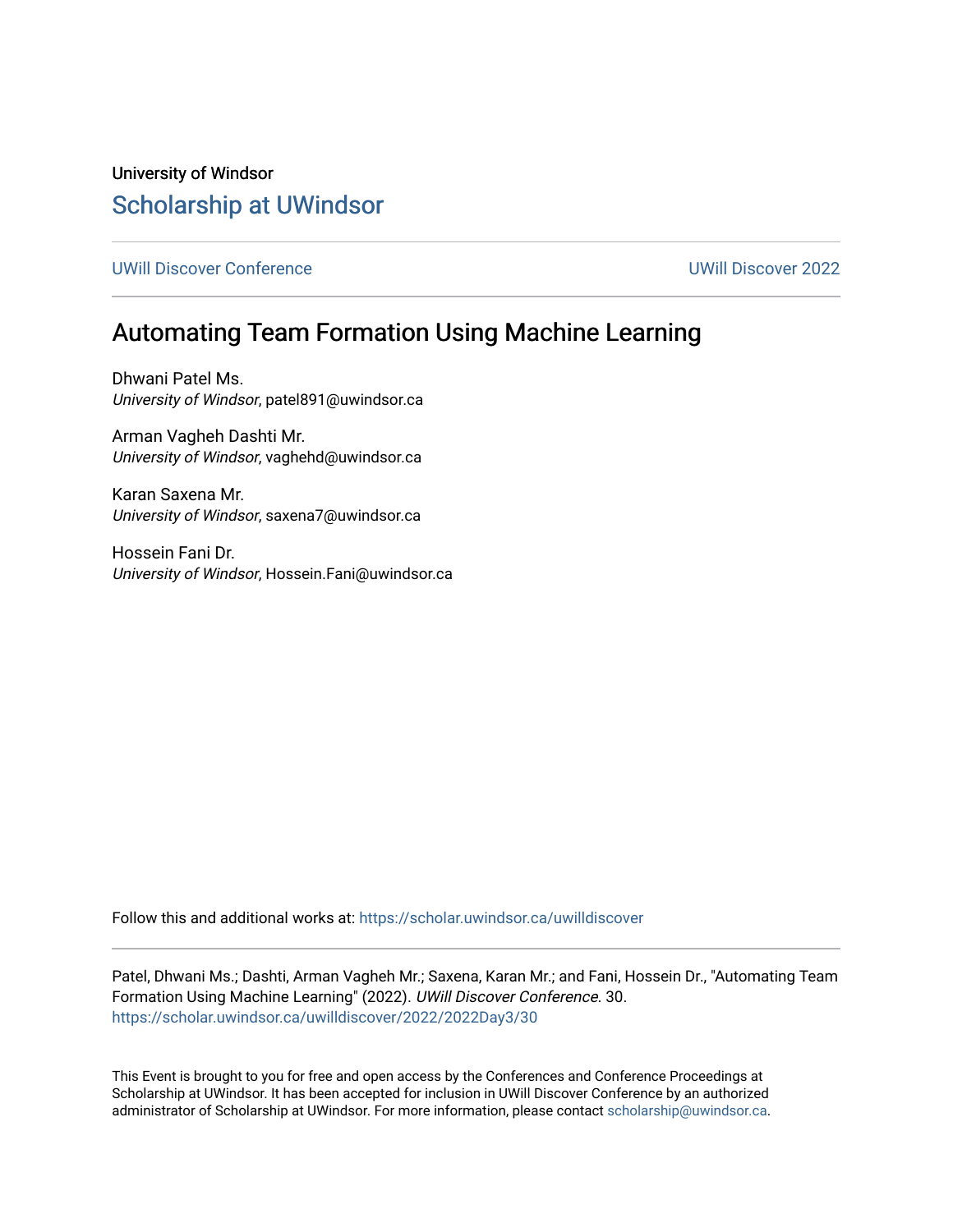University of Windsor

# Scholarship at UWindsor

UWill Discover Conference | UWill Discover 2022

## Automating Team Formation Using Machine Learning

Dhwani Patel Ms.
*University of Windsor*, patel891@uwindsor.ca

Arman Vagheh Dashti Mr.
*University of Windsor*, vaghehd@uwindsor.ca

Karan Saxena Mr.
*University of Windsor*, saxena7@uwindsor.ca

Hossein Fani Dr.
*University of Windsor*, Hossein.Fani@uwindsor.ca

Follow this and additional works at: https://scholar.uwindsor.ca/uwilldiscover

Patel, Dhwani Ms.; Dashti, Arman Vagheh Mr.; Saxena, Karan Mr.; and Fani, Hossein Dr., "Automating Team Formation Using Machine Learning" (2022). *UWill Discover Conference*. 30.
https://scholar.uwindsor.ca/uwilldiscover/2022/2022Day3/30

This Event is brought to you for free and open access by the Conferences and Conference Proceedings at Scholarship at UWindsor. It has been accepted for inclusion in UWill Discover Conference by an authorized administrator of Scholarship at UWindsor. For more information, please contact scholarship@uwindsor.ca.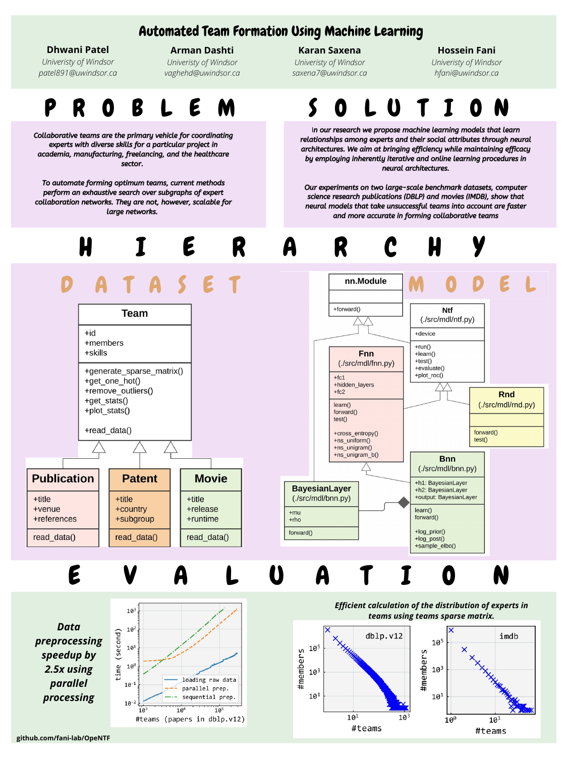# Automated Team Formation Using Machine Learning

**Dhwani Patel**
*Univeristy of Windsor*
*patel891@uwindsor.ca*

**Arman Dashti**
*Univeristy of Windsor*
*vaghehd@uwindsor.ca*

**Karan Saxena**
*Univeristy of Windsor*
*saxena7@uwindsor.ca*

**Hossein Fani**
*Univeristy of Windsor*
*hfani@uwindsor.ca*

## PROBLEM

*Collaborative teams are the primary vehicle for coordinating experts with diverse skills for a particular project in academia, manufacturing, freelancing, and the healthcare sector.*

*To automate forming optimum teams, current methods perform an exhaustive search over subgraphs of expert collaboration networks. They are not, however, scalable for large networks.*

## SOLUTION

*In our research we propose machine learning models that learn relationships among experts and their social attributes through neural architectures. We aim at bringing efficiency while maintaining efficacy by employing inherently iterative and online learning procedures in neural architectures.*

*Our experiments on two large-scale benchmark datasets, computer science research publications (DBLP) and movies (IMDB), show that neural models that take unsuccessful teams into account are faster and more accurate in forming collaborative teams*

## HIERARCHY

### DATASET

**Team**
+id
+members
+skills

+generate_sparse_matrix()
+get_one_hot()
+remove_outliers()
+get_stats()
+plot_stats()
+read_data()

**Publication**
+title
+venue
+references
read_data()

**Patent**
+title
+country
+subgroup
read_data()

**Movie**
+title
+release
+runtime
read_data()

### MODEL

**nn.Module**
+forward()

**Ntf** (./src/mdl/ntf.py)
+device
+run()
+learn()
+test()
+evaluate()
+plot_roc()

**Fnn** (./src/mdl/fnn.py)
+fc1
+hidden_layers
+fc2
learn()
forward()
test()
+cross_entropy()
+ns_uniform()
+ns_unigram()
+ns_unigram_b()

**Rnd** (./src/mdl/rnd.py)
forward()
test()

**Bnn** (./src/mdl/bnn.py)
+h1: BayesianLayer
+h2: BayesianLayer
+output: BayesianLayer
learn()
forward()
+log_prior()
+log_post()
+sample_elbo()

**BayesianLayer** (./src/mdl/bnn.py)
+mu
+rho
forward()

## EVALUATION

***Data preprocessing speedup by 2.5x using parallel processing***

time (second)
#teams (papers in dblp.v12)
loading raw data
parallel prep.
sequential prep.

***Efficient calculation of the distribution of experts in teams using teams sparse matrix.***

dblp.v12
#members
#teams

imdb
#members
#teams

github.com/fani-lab/OpeNTF